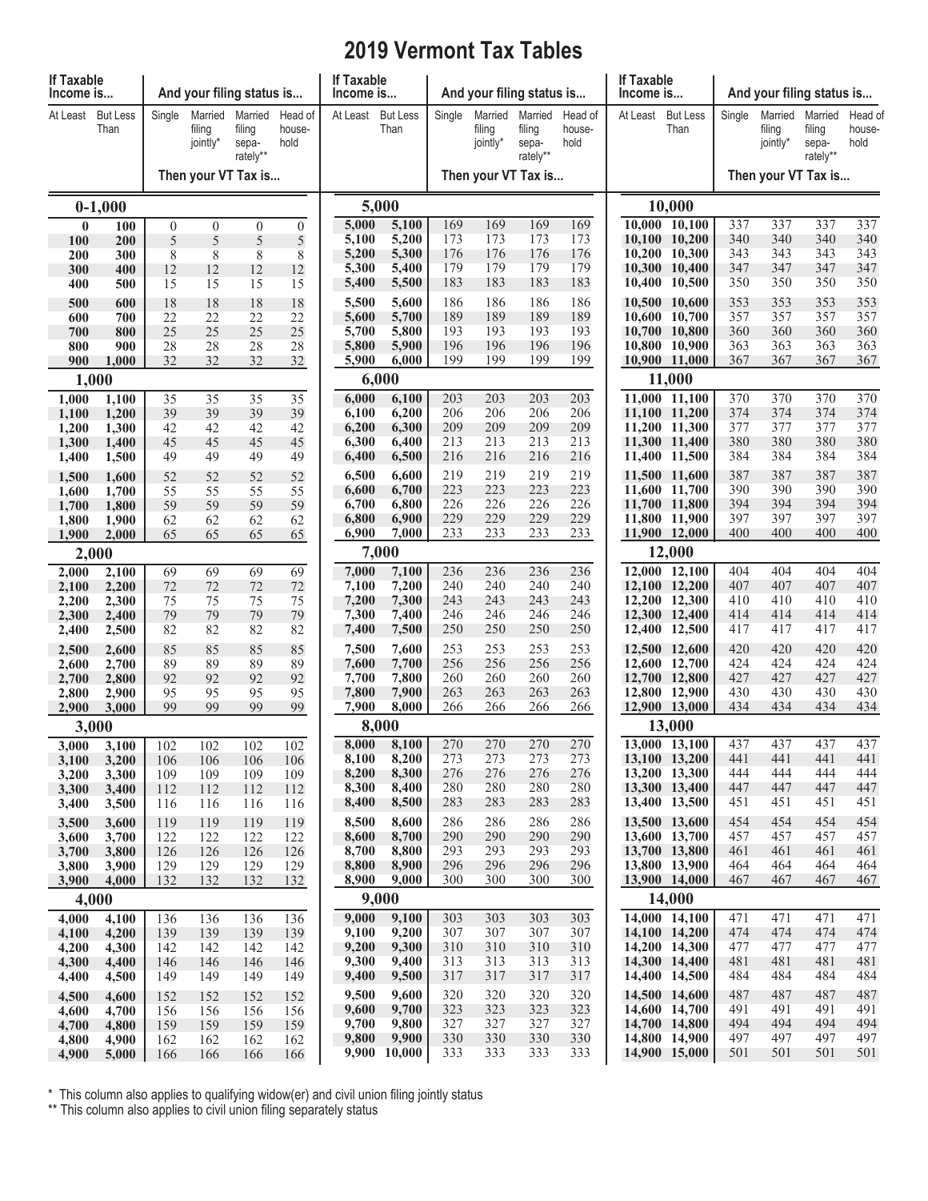# 2019 Vermont Tax Tables

| If Taxable Income is... At Least | But Less Than | Single | Married filing jointly* | Married filing separately** | Head of household |
|---|---|---|---|---|---|
| **0-1,000** | | | | | |
| 0 | 100 | 0 | 0 | 0 | 0 |
| 100 | 200 | 5 | 5 | 5 | 5 |
| 200 | 300 | 8 | 8 | 8 | 8 |
| 300 | 400 | 12 | 12 | 12 | 12 |
| 400 | 500 | 15 | 15 | 15 | 15 |
| 500 | 600 | 18 | 18 | 18 | 18 |
| 600 | 700 | 22 | 22 | 22 | 22 |
| 700 | 800 | 25 | 25 | 25 | 25 |
| 800 | 900 | 28 | 28 | 28 | 28 |
| 900 | 1,000 | 32 | 32 | 32 | 32 |
| **1,000** | | | | | |
| 1,000 | 1,100 | 35 | 35 | 35 | 35 |
| 1,100 | 1,200 | 39 | 39 | 39 | 39 |
| 1,200 | 1,300 | 42 | 42 | 42 | 42 |
| 1,300 | 1,400 | 45 | 45 | 45 | 45 |
| 1,400 | 1,500 | 49 | 49 | 49 | 49 |
| 1,500 | 1,600 | 52 | 52 | 52 | 52 |
| 1,600 | 1,700 | 55 | 55 | 55 | 55 |
| 1,700 | 1,800 | 59 | 59 | 59 | 59 |
| 1,800 | 1,900 | 62 | 62 | 62 | 62 |
| 1,900 | 2,000 | 65 | 65 | 65 | 65 |
| **2,000** | | | | | |
| 2,000 | 2,100 | 69 | 69 | 69 | 69 |
| 2,100 | 2,200 | 72 | 72 | 72 | 72 |
| 2,200 | 2,300 | 75 | 75 | 75 | 75 |
| 2,300 | 2,400 | 79 | 79 | 79 | 79 |
| 2,400 | 2,500 | 82 | 82 | 82 | 82 |
| 2,500 | 2,600 | 85 | 85 | 85 | 85 |
| 2,600 | 2,700 | 89 | 89 | 89 | 89 |
| 2,700 | 2,800 | 92 | 92 | 92 | 92 |
| 2,800 | 2,900 | 95 | 95 | 95 | 95 |
| 2,900 | 3,000 | 99 | 99 | 99 | 99 |
| **3,000** | | | | | |
| 3,000 | 3,100 | 102 | 102 | 102 | 102 |
| 3,100 | 3,200 | 106 | 106 | 106 | 106 |
| 3,200 | 3,300 | 109 | 109 | 109 | 109 |
| 3,300 | 3,400 | 112 | 112 | 112 | 112 |
| 3,400 | 3,500 | 116 | 116 | 116 | 116 |
| 3,500 | 3,600 | 119 | 119 | 119 | 119 |
| 3,600 | 3,700 | 122 | 122 | 122 | 122 |
| 3,700 | 3,800 | 126 | 126 | 126 | 126 |
| 3,800 | 3,900 | 129 | 129 | 129 | 129 |
| 3,900 | 4,000 | 132 | 132 | 132 | 132 |
| **4,000** | | | | | |
| 4,000 | 4,100 | 136 | 136 | 136 | 136 |
| 4,100 | 4,200 | 139 | 139 | 139 | 139 |
| 4,200 | 4,300 | 142 | 142 | 142 | 142 |
| 4,300 | 4,400 | 146 | 146 | 146 | 146 |
| 4,400 | 4,500 | 149 | 149 | 149 | 149 |
| 4,500 | 4,600 | 152 | 152 | 152 | 152 |
| 4,600 | 4,700 | 156 | 156 | 156 | 156 |
| 4,700 | 4,800 | 159 | 159 | 159 | 159 |
| 4,800 | 4,900 | 162 | 162 | 162 | 162 |
| 4,900 | 5,000 | 166 | 166 | 166 | 166 |
| **5,000** | | | | | |
| 5,000 | 5,100 | 169 | 169 | 169 | 169 |
| 5,100 | 5,200 | 173 | 173 | 173 | 173 |
| 5,200 | 5,300 | 176 | 176 | 176 | 176 |
| 5,300 | 5,400 | 179 | 179 | 179 | 179 |
| 5,400 | 5,500 | 183 | 183 | 183 | 183 |
| 5,500 | 5,600 | 186 | 186 | 186 | 186 |
| 5,600 | 5,700 | 189 | 189 | 189 | 189 |
| 5,700 | 5,800 | 193 | 193 | 193 | 193 |
| 5,800 | 5,900 | 196 | 196 | 196 | 196 |
| 5,900 | 6,000 | 199 | 199 | 199 | 199 |
| **6,000** | | | | | |
| 6,000 | 6,100 | 203 | 203 | 203 | 203 |
| 6,100 | 6,200 | 206 | 206 | 206 | 206 |
| 6,200 | 6,300 | 209 | 209 | 209 | 209 |
| 6,300 | 6,400 | 213 | 213 | 213 | 213 |
| 6,400 | 6,500 | 216 | 216 | 216 | 216 |
| 6,500 | 6,600 | 219 | 219 | 219 | 219 |
| 6,600 | 6,700 | 223 | 223 | 223 | 223 |
| 6,700 | 6,800 | 226 | 226 | 226 | 226 |
| 6,800 | 6,900 | 229 | 229 | 229 | 229 |
| 6,900 | 7,000 | 233 | 233 | 233 | 233 |
| **7,000** | | | | | |
| 7,000 | 7,100 | 236 | 236 | 236 | 236 |
| 7,100 | 7,200 | 240 | 240 | 240 | 240 |
| 7,200 | 7,300 | 243 | 243 | 243 | 243 |
| 7,300 | 7,400 | 246 | 246 | 246 | 246 |
| 7,400 | 7,500 | 250 | 250 | 250 | 250 |
| 7,500 | 7,600 | 253 | 253 | 253 | 253 |
| 7,600 | 7,700 | 256 | 256 | 256 | 256 |
| 7,700 | 7,800 | 260 | 260 | 260 | 260 |
| 7,800 | 7,900 | 263 | 263 | 263 | 263 |
| 7,900 | 8,000 | 266 | 266 | 266 | 266 |
| **8,000** | | | | | |
| 8,000 | 8,100 | 270 | 270 | 270 | 270 |
| 8,100 | 8,200 | 273 | 273 | 273 | 273 |
| 8,200 | 8,300 | 276 | 276 | 276 | 276 |
| 8,300 | 8,400 | 280 | 280 | 280 | 280 |
| 8,400 | 8,500 | 283 | 283 | 283 | 283 |
| 8,500 | 8,600 | 286 | 286 | 286 | 286 |
| 8,600 | 8,700 | 290 | 290 | 290 | 290 |
| 8,700 | 8,800 | 293 | 293 | 293 | 293 |
| 8,800 | 8,900 | 296 | 296 | 296 | 296 |
| 8,900 | 9,000 | 300 | 300 | 300 | 300 |
| **9,000** | | | | | |
| 9,000 | 9,100 | 303 | 303 | 303 | 303 |
| 9,100 | 9,200 | 307 | 307 | 307 | 307 |
| 9,200 | 9,300 | 310 | 310 | 310 | 310 |
| 9,300 | 9,400 | 313 | 313 | 313 | 313 |
| 9,400 | 9,500 | 317 | 317 | 317 | 317 |
| 9,500 | 9,600 | 320 | 320 | 320 | 320 |
| 9,600 | 9,700 | 323 | 323 | 323 | 323 |
| 9,700 | 9,800 | 327 | 327 | 327 | 327 |
| 9,800 | 9,900 | 330 | 330 | 330 | 330 |
| 9,900 | 10,000 | 333 | 333 | 333 | 333 |
| **10,000** | | | | | |
| 10,000 | 10,100 | 337 | 337 | 337 | 337 |
| 10,100 | 10,200 | 340 | 340 | 340 | 340 |
| 10,200 | 10,300 | 343 | 343 | 343 | 343 |
| 10,300 | 10,400 | 347 | 347 | 347 | 347 |
| 10,400 | 10,500 | 350 | 350 | 350 | 350 |
| 10,500 | 10,600 | 353 | 353 | 353 | 353 |
| 10,600 | 10,700 | 357 | 357 | 357 | 357 |
| 10,700 | 10,800 | 360 | 360 | 360 | 360 |
| 10,800 | 10,900 | 363 | 363 | 363 | 363 |
| 10,900 | 11,000 | 367 | 367 | 367 | 367 |
| **11,000** | | | | | |
| 11,000 | 11,100 | 370 | 370 | 370 | 370 |
| 11,100 | 11,200 | 374 | 374 | 374 | 374 |
| 11,200 | 11,300 | 377 | 377 | 377 | 377 |
| 11,300 | 11,400 | 380 | 380 | 380 | 380 |
| 11,400 | 11,500 | 384 | 384 | 384 | 384 |
| 11,500 | 11,600 | 387 | 387 | 387 | 387 |
| 11,600 | 11,700 | 390 | 390 | 390 | 390 |
| 11,700 | 11,800 | 394 | 394 | 394 | 394 |
| 11,800 | 11,900 | 397 | 397 | 397 | 397 |
| 11,900 | 12,000 | 400 | 400 | 400 | 400 |
| **12,000** | | | | | |
| 12,000 | 12,100 | 404 | 404 | 404 | 404 |
| 12,100 | 12,200 | 407 | 407 | 407 | 407 |
| 12,200 | 12,300 | 410 | 410 | 410 | 410 |
| 12,300 | 12,400 | 414 | 414 | 414 | 414 |
| 12,400 | 12,500 | 417 | 417 | 417 | 417 |
| 12,500 | 12,600 | 420 | 420 | 420 | 420 |
| 12,600 | 12,700 | 424 | 424 | 424 | 424 |
| 12,700 | 12,800 | 427 | 427 | 427 | 427 |
| 12,800 | 12,900 | 430 | 430 | 430 | 430 |
| 12,900 | 13,000 | 434 | 434 | 434 | 434 |
| **13,000** | | | | | |
| 13,000 | 13,100 | 437 | 437 | 437 | 437 |
| 13,100 | 13,200 | 441 | 441 | 441 | 441 |
| 13,200 | 13,300 | 444 | 444 | 444 | 444 |
| 13,300 | 13,400 | 447 | 447 | 447 | 447 |
| 13,400 | 13,500 | 451 | 451 | 451 | 451 |
| 13,500 | 13,600 | 454 | 454 | 454 | 454 |
| 13,600 | 13,700 | 457 | 457 | 457 | 457 |
| 13,700 | 13,800 | 461 | 461 | 461 | 461 |
| 13,800 | 13,900 | 464 | 464 | 464 | 464 |
| 13,900 | 14,000 | 467 | 467 | 467 | 467 |
| **14,000** | | | | | |
| 14,000 | 14,100 | 471 | 471 | 471 | 471 |
| 14,100 | 14,200 | 474 | 474 | 474 | 474 |
| 14,200 | 14,300 | 477 | 477 | 477 | 477 |
| 14,300 | 14,400 | 481 | 481 | 481 | 481 |
| 14,400 | 14,500 | 484 | 484 | 484 | 484 |
| 14,500 | 14,600 | 487 | 487 | 487 | 487 |
| 14,600 | 14,700 | 491 | 491 | 491 | 491 |
| 14,700 | 14,800 | 494 | 494 | 494 | 494 |
| 14,800 | 14,900 | 497 | 497 | 497 | 497 |
| 14,900 | 15,000 | 501 | 501 | 501 | 501 |

Then your VT Tax is... (columns Single through Head of household)

\* This column also applies to qualifying widow(er) and civil union filing jointly status

\** This column also applies to civil union filing separately status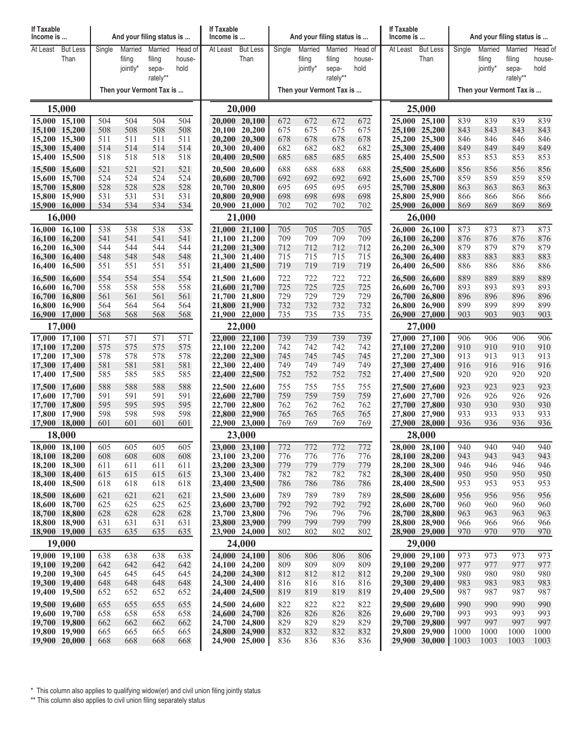| If Taxable Income is ... | | And your filing status is ... | | | |
|---|---|---|---|---|---|
| At Least | But Less Than | Single | Married filing jointly* | Married filing sepa-rately** | Head of house-hold |
| | | Then your Vermont Tax is ... | | | |
| **15,000** | | | | | |
| 15,000 | 15,100 | 504 | 504 | 504 | 504 |
| 15,100 | 15,200 | 508 | 508 | 508 | 508 |
| 15,200 | 15,300 | 511 | 511 | 511 | 511 |
| 15,300 | 15,400 | 514 | 514 | 514 | 514 |
| 15,400 | 15,500 | 518 | 518 | 518 | 518 |
| 15,500 | 15,600 | 521 | 521 | 521 | 521 |
| 15,600 | 15,700 | 524 | 524 | 524 | 524 |
| 15,700 | 15,800 | 528 | 528 | 528 | 528 |
| 15,800 | 15,900 | 531 | 531 | 531 | 531 |
| 15,900 | 16,000 | 534 | 534 | 534 | 534 |
| **16,000** | | | | | |
| 16,000 | 16,100 | 538 | 538 | 538 | 538 |
| 16,100 | 16,200 | 541 | 541 | 541 | 541 |
| 16,200 | 16,300 | 544 | 544 | 544 | 544 |
| 16,300 | 16,400 | 548 | 548 | 548 | 548 |
| 16,400 | 16,500 | 551 | 551 | 551 | 551 |
| 16,500 | 16,600 | 554 | 554 | 554 | 554 |
| 16,600 | 16,700 | 558 | 558 | 558 | 558 |
| 16,700 | 16,800 | 561 | 561 | 561 | 561 |
| 16,800 | 16,900 | 564 | 564 | 564 | 564 |
| 16,900 | 17,000 | 568 | 568 | 568 | 568 |
| **17,000** | | | | | |
| 17,000 | 17,100 | 571 | 571 | 571 | 571 |
| 17,100 | 17,200 | 575 | 575 | 575 | 575 |
| 17,200 | 17,300 | 578 | 578 | 578 | 578 |
| 17,300 | 17,400 | 581 | 581 | 581 | 581 |
| 17,400 | 17,500 | 585 | 585 | 585 | 585 |
| 17,500 | 17,600 | 588 | 588 | 588 | 588 |
| 17,600 | 17,700 | 591 | 591 | 591 | 591 |
| 17,700 | 17,800 | 595 | 595 | 595 | 595 |
| 17,800 | 17,900 | 598 | 598 | 598 | 598 |
| 17,900 | 18,000 | 601 | 601 | 601 | 601 |
| **18,000** | | | | | |
| 18,000 | 18,100 | 605 | 605 | 605 | 605 |
| 18,100 | 18,200 | 608 | 608 | 608 | 608 |
| 18,200 | 18,300 | 611 | 611 | 611 | 611 |
| 18,300 | 18,400 | 615 | 615 | 615 | 615 |
| 18,400 | 18,500 | 618 | 618 | 618 | 618 |
| 18,500 | 18,600 | 621 | 621 | 621 | 621 |
| 18,600 | 18,700 | 625 | 625 | 625 | 625 |
| 18,700 | 18,800 | 628 | 628 | 628 | 628 |
| 18,800 | 18,900 | 631 | 631 | 631 | 631 |
| 18,900 | 19,000 | 635 | 635 | 635 | 635 |
| **19,000** | | | | | |
| 19,000 | 19,100 | 638 | 638 | 638 | 638 |
| 19,100 | 19,200 | 642 | 642 | 642 | 642 |
| 19,200 | 19,300 | 645 | 645 | 645 | 645 |
| 19,300 | 19,400 | 648 | 648 | 648 | 648 |
| 19,400 | 19,500 | 652 | 652 | 652 | 652 |
| 19,500 | 19,600 | 655 | 655 | 655 | 655 |
| 19,600 | 19,700 | 658 | 658 | 658 | 658 |
| 19,700 | 19,800 | 662 | 662 | 662 | 662 |
| 19,800 | 19,900 | 665 | 665 | 665 | 665 |
| 19,900 | 20,000 | 668 | 668 | 668 | 668 |
| **20,000** | | | | | |
| 20,000 | 20,100 | 672 | 672 | 672 | 672 |
| 20,100 | 20,200 | 675 | 675 | 675 | 675 |
| 20,200 | 20,300 | 678 | 678 | 678 | 678 |
| 20,300 | 20,400 | 682 | 682 | 682 | 682 |
| 20,400 | 20,500 | 685 | 685 | 685 | 685 |
| 20,500 | 20,600 | 688 | 688 | 688 | 688 |
| 20,600 | 20,700 | 692 | 692 | 692 | 692 |
| 20,700 | 20,800 | 695 | 695 | 695 | 695 |
| 20,800 | 20,900 | 698 | 698 | 698 | 698 |
| 20,900 | 21,000 | 702 | 702 | 702 | 702 |
| **21,000** | | | | | |
| 21,000 | 21,100 | 705 | 705 | 705 | 705 |
| 21,100 | 21,200 | 709 | 709 | 709 | 709 |
| 21,200 | 21,300 | 712 | 712 | 712 | 712 |
| 21,300 | 21,400 | 715 | 715 | 715 | 715 |
| 21,400 | 21,500 | 719 | 719 | 719 | 719 |
| 21,500 | 21,600 | 722 | 722 | 722 | 722 |
| 21,600 | 21,700 | 725 | 725 | 725 | 725 |
| 21,700 | 21,800 | 729 | 729 | 729 | 729 |
| 21,800 | 21,900 | 732 | 732 | 732 | 732 |
| 21,900 | 22,000 | 735 | 735 | 735 | 735 |
| **22,000** | | | | | |
| 22,000 | 22,100 | 739 | 739 | 739 | 739 |
| 22,100 | 22,200 | 742 | 742 | 742 | 742 |
| 22,200 | 22,300 | 745 | 745 | 745 | 745 |
| 22,300 | 22,400 | 749 | 749 | 749 | 749 |
| 22,400 | 22,500 | 752 | 752 | 752 | 752 |
| 22,500 | 22,600 | 755 | 755 | 755 | 755 |
| 22,600 | 22,700 | 759 | 759 | 759 | 759 |
| 22,700 | 22,800 | 762 | 762 | 762 | 762 |
| 22,800 | 22,900 | 765 | 765 | 765 | 765 |
| 22,900 | 23,000 | 769 | 769 | 769 | 769 |
| **23,000** | | | | | |
| 23,000 | 23,100 | 772 | 772 | 772 | 772 |
| 23,100 | 23,200 | 776 | 776 | 776 | 776 |
| 23,200 | 23,300 | 779 | 779 | 779 | 779 |
| 23,300 | 23,400 | 782 | 782 | 782 | 782 |
| 23,400 | 23,500 | 786 | 786 | 786 | 786 |
| 23,500 | 23,600 | 789 | 789 | 789 | 789 |
| 23,600 | 23,700 | 792 | 792 | 792 | 792 |
| 23,700 | 23,800 | 796 | 796 | 796 | 796 |
| 23,800 | 23,900 | 799 | 799 | 799 | 799 |
| 23,900 | 24,000 | 802 | 802 | 802 | 802 |
| **24,000** | | | | | |
| 24,000 | 24,100 | 806 | 806 | 806 | 806 |
| 24,100 | 24,200 | 809 | 809 | 809 | 809 |
| 24,200 | 24,300 | 812 | 812 | 812 | 812 |
| 24,300 | 24,400 | 816 | 816 | 816 | 816 |
| 24,400 | 24,500 | 819 | 819 | 819 | 819 |
| 24,500 | 24,600 | 822 | 822 | 822 | 822 |
| 24,600 | 24,700 | 826 | 826 | 826 | 826 |
| 24,700 | 24,800 | 829 | 829 | 829 | 829 |
| 24,800 | 24,900 | 832 | 832 | 832 | 832 |
| 24,900 | 25,000 | 836 | 836 | 836 | 836 |
| **25,000** | | | | | |
| 25,000 | 25,100 | 839 | 839 | 839 | 839 |
| 25,100 | 25,200 | 843 | 843 | 843 | 843 |
| 25,200 | 25,300 | 846 | 846 | 846 | 846 |
| 25,300 | 25,400 | 849 | 849 | 849 | 849 |
| 25,400 | 25,500 | 853 | 853 | 853 | 853 |
| 25,500 | 25,600 | 856 | 856 | 856 | 856 |
| 25,600 | 25,700 | 859 | 859 | 859 | 859 |
| 25,700 | 25,800 | 863 | 863 | 863 | 863 |
| 25,800 | 25,900 | 866 | 866 | 866 | 866 |
| 25,900 | 26,000 | 869 | 869 | 869 | 869 |
| **26,000** | | | | | |
| 26,000 | 26,100 | 873 | 873 | 873 | 873 |
| 26,100 | 26,200 | 876 | 876 | 876 | 876 |
| 26,200 | 26,300 | 879 | 879 | 879 | 879 |
| 26,300 | 26,400 | 883 | 883 | 883 | 883 |
| 26,400 | 26,500 | 886 | 886 | 886 | 886 |
| 26,500 | 26,600 | 889 | 889 | 889 | 889 |
| 26,600 | 26,700 | 893 | 893 | 893 | 893 |
| 26,700 | 26,800 | 896 | 896 | 896 | 896 |
| 26,800 | 26,900 | 899 | 899 | 899 | 899 |
| 26,900 | 27,000 | 903 | 903 | 903 | 903 |
| **27,000** | | | | | |
| 27,000 | 27,100 | 906 | 906 | 906 | 906 |
| 27,100 | 27,200 | 910 | 910 | 910 | 910 |
| 27,200 | 27,300 | 913 | 913 | 913 | 913 |
| 27,300 | 27,400 | 916 | 916 | 916 | 916 |
| 27,400 | 27,500 | 920 | 920 | 920 | 920 |
| 27,500 | 27,600 | 923 | 923 | 923 | 923 |
| 27,600 | 27,700 | 926 | 926 | 926 | 926 |
| 27,700 | 27,800 | 930 | 930 | 930 | 930 |
| 27,800 | 27,900 | 933 | 933 | 933 | 933 |
| 27,900 | 28,000 | 936 | 936 | 936 | 936 |
| **28,000** | | | | | |
| 28,000 | 28,100 | 940 | 940 | 940 | 940 |
| 28,100 | 28,200 | 943 | 943 | 943 | 943 |
| 28,200 | 28,300 | 946 | 946 | 946 | 946 |
| 28,300 | 28,400 | 950 | 950 | 950 | 950 |
| 28,400 | 28,500 | 953 | 953 | 953 | 953 |
| 28,500 | 28,600 | 956 | 956 | 956 | 956 |
| 28,600 | 28,700 | 960 | 960 | 960 | 960 |
| 28,700 | 28,800 | 963 | 963 | 963 | 963 |
| 28,800 | 28,900 | 966 | 966 | 966 | 966 |
| 28,900 | 29,000 | 970 | 970 | 970 | 970 |
| **29,000** | | | | | |
| 29,000 | 29,100 | 973 | 973 | 973 | 973 |
| 29,100 | 29,200 | 977 | 977 | 977 | 977 |
| 29,200 | 29,300 | 980 | 980 | 980 | 980 |
| 29,300 | 29,400 | 983 | 983 | 983 | 983 |
| 29,400 | 29,500 | 987 | 987 | 987 | 987 |
| 29,500 | 29,600 | 990 | 990 | 990 | 990 |
| 29,600 | 29,700 | 993 | 993 | 993 | 993 |
| 29,700 | 29,800 | 997 | 997 | 997 | 997 |
| 29,800 | 29,900 | 1000 | 1000 | 1000 | 1000 |
| 29,900 | 30,000 | 1003 | 1003 | 1003 | 1003 |

\* This column also applies to qualifying widow(er) and civil union filing jointly status

\*\* This column also applies to civil union filing separately status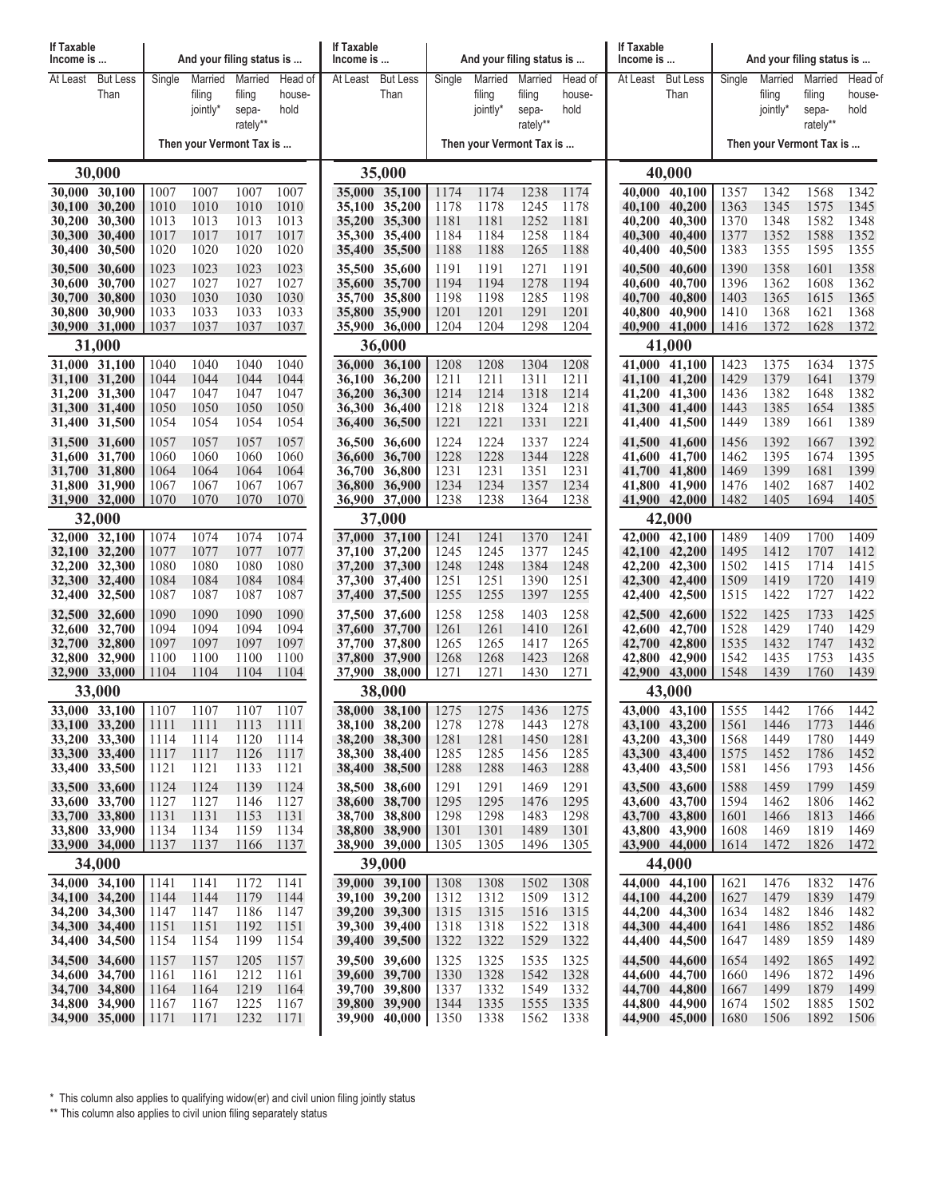| If Taxable Income is ... | | And your filing status is ... | | | | If Taxable Income is ... | | And your filing status is ... | | | | If Taxable Income is ... | | And your filing status is ... | | | |
|---|---|---|---|---|---|---|---|---|---|---|---|---|---|---|---|---|---|
| At Least | But Less Than | Single | Married filing jointly* | Married filing separately** | Head of household | At Least | But Less Than | Single | Married filing jointly* | Married filing separately** | Head of household | At Least | But Less Than | Single | Married filing jointly* | Married filing separately** | Head of household |
| | | Then your Vermont Tax is ... | | | | | | Then your Vermont Tax is ... | | | | | | Then your Vermont Tax is ... | | | |
| **30,000** | | | | | | **35,000** | | | | | | **40,000** | | | | | |
| 30,000 | 30,100 | 1007 | 1007 | 1007 | 1007 | 35,000 | 35,100 | 1174 | 1174 | 1238 | 1174 | 40,000 | 40,100 | 1357 | 1342 | 1568 | 1342 |
| 30,100 | 30,200 | 1010 | 1010 | 1010 | 1010 | 35,100 | 35,200 | 1178 | 1178 | 1245 | 1178 | 40,100 | 40,200 | 1363 | 1345 | 1575 | 1345 |
| 30,200 | 30,300 | 1013 | 1013 | 1013 | 1013 | 35,200 | 35,300 | 1181 | 1181 | 1252 | 1181 | 40,200 | 40,300 | 1370 | 1348 | 1582 | 1348 |
| 30,300 | 30,400 | 1017 | 1017 | 1017 | 1017 | 35,300 | 35,400 | 1184 | 1184 | 1258 | 1184 | 40,300 | 40,400 | 1377 | 1352 | 1588 | 1352 |
| 30,400 | 30,500 | 1020 | 1020 | 1020 | 1020 | 35,400 | 35,500 | 1188 | 1188 | 1265 | 1188 | 40,400 | 40,500 | 1383 | 1355 | 1595 | 1355 |
| 30,500 | 30,600 | 1023 | 1023 | 1023 | 1023 | 35,500 | 35,600 | 1191 | 1191 | 1271 | 1191 | 40,500 | 40,600 | 1390 | 1358 | 1601 | 1358 |
| 30,600 | 30,700 | 1027 | 1027 | 1027 | 1027 | 35,600 | 35,700 | 1194 | 1194 | 1278 | 1194 | 40,600 | 40,700 | 1396 | 1362 | 1608 | 1362 |
| 30,700 | 30,800 | 1030 | 1030 | 1030 | 1030 | 35,700 | 35,800 | 1198 | 1198 | 1285 | 1198 | 40,700 | 40,800 | 1403 | 1365 | 1615 | 1365 |
| 30,800 | 30,900 | 1033 | 1033 | 1033 | 1033 | 35,800 | 35,900 | 1201 | 1201 | 1291 | 1201 | 40,800 | 40,900 | 1410 | 1368 | 1621 | 1368 |
| 30,900 | 31,000 | 1037 | 1037 | 1037 | 1037 | 35,900 | 36,000 | 1204 | 1204 | 1298 | 1204 | 40,900 | 41,000 | 1416 | 1372 | 1628 | 1372 |
| **31,000** | | | | | | **36,000** | | | | | | **41,000** | | | | | |
| 31,000 | 31,100 | 1040 | 1040 | 1040 | 1040 | 36,000 | 36,100 | 1208 | 1208 | 1304 | 1208 | 41,000 | 41,100 | 1423 | 1375 | 1634 | 1375 |
| 31,100 | 31,200 | 1044 | 1044 | 1044 | 1044 | 36,100 | 36,200 | 1211 | 1211 | 1311 | 1211 | 41,100 | 41,200 | 1429 | 1379 | 1641 | 1379 |
| 31,200 | 31,300 | 1047 | 1047 | 1047 | 1047 | 36,200 | 36,300 | 1214 | 1214 | 1318 | 1214 | 41,200 | 41,300 | 1436 | 1382 | 1648 | 1382 |
| 31,300 | 31,400 | 1050 | 1050 | 1050 | 1050 | 36,300 | 36,400 | 1218 | 1218 | 1324 | 1218 | 41,300 | 41,400 | 1443 | 1385 | 1654 | 1385 |
| 31,400 | 31,500 | 1054 | 1054 | 1054 | 1054 | 36,400 | 36,500 | 1221 | 1221 | 1331 | 1221 | 41,400 | 41,500 | 1449 | 1389 | 1661 | 1389 |
| 31,500 | 31,600 | 1057 | 1057 | 1057 | 1057 | 36,500 | 36,600 | 1224 | 1224 | 1337 | 1224 | 41,500 | 41,600 | 1456 | 1392 | 1667 | 1392 |
| 31,600 | 31,700 | 1060 | 1060 | 1060 | 1060 | 36,600 | 36,700 | 1228 | 1228 | 1344 | 1228 | 41,600 | 41,700 | 1462 | 1395 | 1674 | 1395 |
| 31,700 | 31,800 | 1064 | 1064 | 1064 | 1064 | 36,700 | 36,800 | 1231 | 1231 | 1351 | 1231 | 41,700 | 41,800 | 1469 | 1399 | 1681 | 1399 |
| 31,800 | 31,900 | 1067 | 1067 | 1067 | 1067 | 36,800 | 36,900 | 1234 | 1234 | 1357 | 1234 | 41,800 | 41,900 | 1476 | 1402 | 1687 | 1402 |
| 31,900 | 32,000 | 1070 | 1070 | 1070 | 1070 | 36,900 | 37,000 | 1238 | 1238 | 1364 | 1238 | 41,900 | 42,000 | 1482 | 1405 | 1694 | 1405 |
| **32,000** | | | | | | **37,000** | | | | | | **42,000** | | | | | |
| 32,000 | 32,100 | 1074 | 1074 | 1074 | 1074 | 37,000 | 37,100 | 1241 | 1241 | 1370 | 1241 | 42,000 | 42,100 | 1489 | 1409 | 1700 | 1409 |
| 32,100 | 32,200 | 1077 | 1077 | 1077 | 1077 | 37,100 | 37,200 | 1245 | 1245 | 1377 | 1245 | 42,100 | 42,200 | 1495 | 1412 | 1707 | 1412 |
| 32,200 | 32,300 | 1080 | 1080 | 1080 | 1080 | 37,200 | 37,300 | 1248 | 1248 | 1384 | 1248 | 42,200 | 42,300 | 1502 | 1415 | 1714 | 1415 |
| 32,300 | 32,400 | 1084 | 1084 | 1084 | 1084 | 37,300 | 37,400 | 1251 | 1251 | 1390 | 1251 | 42,300 | 42,400 | 1509 | 1419 | 1720 | 1419 |
| 32,400 | 32,500 | 1087 | 1087 | 1087 | 1087 | 37,400 | 37,500 | 1255 | 1255 | 1397 | 1255 | 42,400 | 42,500 | 1515 | 1422 | 1727 | 1422 |
| 32,500 | 32,600 | 1090 | 1090 | 1090 | 1090 | 37,500 | 37,600 | 1258 | 1258 | 1403 | 1258 | 42,500 | 42,600 | 1522 | 1425 | 1733 | 1425 |
| 32,600 | 32,700 | 1094 | 1094 | 1094 | 1094 | 37,600 | 37,700 | 1261 | 1261 | 1410 | 1261 | 42,600 | 42,700 | 1528 | 1429 | 1740 | 1429 |
| 32,700 | 32,800 | 1097 | 1097 | 1097 | 1097 | 37,700 | 37,800 | 1265 | 1265 | 1417 | 1265 | 42,700 | 42,800 | 1535 | 1432 | 1747 | 1432 |
| 32,800 | 32,900 | 1100 | 1100 | 1100 | 1100 | 37,800 | 37,900 | 1268 | 1268 | 1423 | 1268 | 42,800 | 42,900 | 1542 | 1435 | 1753 | 1435 |
| 32,900 | 33,000 | 1104 | 1104 | 1104 | 1104 | 37,900 | 38,000 | 1271 | 1271 | 1430 | 1271 | 42,900 | 43,000 | 1548 | 1439 | 1760 | 1439 |
| **33,000** | | | | | | **38,000** | | | | | | **43,000** | | | | | |
| 33,000 | 33,100 | 1107 | 1107 | 1107 | 1107 | 38,000 | 38,100 | 1275 | 1275 | 1436 | 1275 | 43,000 | 43,100 | 1555 | 1442 | 1766 | 1442 |
| 33,100 | 33,200 | 1111 | 1111 | 1113 | 1111 | 38,100 | 38,200 | 1278 | 1278 | 1443 | 1278 | 43,100 | 43,200 | 1561 | 1446 | 1773 | 1446 |
| 33,200 | 33,300 | 1114 | 1114 | 1120 | 1114 | 38,200 | 38,300 | 1281 | 1281 | 1450 | 1281 | 43,200 | 43,300 | 1568 | 1449 | 1780 | 1449 |
| 33,300 | 33,400 | 1117 | 1117 | 1126 | 1117 | 38,300 | 38,400 | 1285 | 1285 | 1456 | 1285 | 43,300 | 43,400 | 1575 | 1452 | 1786 | 1452 |
| 33,400 | 33,500 | 1121 | 1121 | 1133 | 1121 | 38,400 | 38,500 | 1288 | 1288 | 1463 | 1288 | 43,400 | 43,500 | 1581 | 1456 | 1793 | 1456 |
| 33,500 | 33,600 | 1124 | 1124 | 1139 | 1124 | 38,500 | 38,600 | 1291 | 1291 | 1469 | 1291 | 43,500 | 43,600 | 1588 | 1459 | 1799 | 1459 |
| 33,600 | 33,700 | 1127 | 1127 | 1146 | 1127 | 38,600 | 38,700 | 1295 | 1295 | 1476 | 1295 | 43,600 | 43,700 | 1594 | 1462 | 1806 | 1462 |
| 33,700 | 33,800 | 1131 | 1131 | 1153 | 1131 | 38,700 | 38,800 | 1298 | 1298 | 1483 | 1298 | 43,700 | 43,800 | 1601 | 1466 | 1813 | 1466 |
| 33,800 | 33,900 | 1134 | 1134 | 1159 | 1134 | 38,800 | 38,900 | 1301 | 1301 | 1489 | 1301 | 43,800 | 43,900 | 1608 | 1469 | 1819 | 1469 |
| 33,900 | 34,000 | 1137 | 1137 | 1166 | 1137 | 38,900 | 39,000 | 1305 | 1305 | 1496 | 1305 | 43,900 | 44,000 | 1614 | 1472 | 1826 | 1472 |
| **34,000** | | | | | | **39,000** | | | | | | **44,000** | | | | | |
| 34,000 | 34,100 | 1141 | 1141 | 1172 | 1141 | 39,000 | 39,100 | 1308 | 1308 | 1502 | 1308 | 44,000 | 44,100 | 1621 | 1476 | 1832 | 1476 |
| 34,100 | 34,200 | 1144 | 1144 | 1179 | 1144 | 39,100 | 39,200 | 1312 | 1312 | 1509 | 1312 | 44,100 | 44,200 | 1627 | 1479 | 1839 | 1479 |
| 34,200 | 34,300 | 1147 | 1147 | 1186 | 1147 | 39,200 | 39,300 | 1315 | 1315 | 1516 | 1315 | 44,200 | 44,300 | 1634 | 1482 | 1846 | 1482 |
| 34,300 | 34,400 | 1151 | 1151 | 1192 | 1151 | 39,300 | 39,400 | 1318 | 1318 | 1522 | 1318 | 44,300 | 44,400 | 1641 | 1486 | 1852 | 1486 |
| 34,400 | 34,500 | 1154 | 1154 | 1199 | 1154 | 39,400 | 39,500 | 1322 | 1322 | 1529 | 1322 | 44,400 | 44,500 | 1647 | 1489 | 1859 | 1489 |
| 34,500 | 34,600 | 1157 | 1157 | 1205 | 1157 | 39,500 | 39,600 | 1325 | 1325 | 1535 | 1325 | 44,500 | 44,600 | 1654 | 1492 | 1865 | 1492 |
| 34,600 | 34,700 | 1161 | 1161 | 1212 | 1161 | 39,600 | 39,700 | 1330 | 1328 | 1542 | 1328 | 44,600 | 44,700 | 1660 | 1496 | 1872 | 1496 |
| 34,700 | 34,800 | 1164 | 1164 | 1219 | 1164 | 39,700 | 39,800 | 1337 | 1332 | 1549 | 1332 | 44,700 | 44,800 | 1667 | 1499 | 1879 | 1499 |
| 34,800 | 34,900 | 1167 | 1167 | 1225 | 1167 | 39,800 | 39,900 | 1344 | 1335 | 1555 | 1335 | 44,800 | 44,900 | 1674 | 1502 | 1885 | 1502 |
| 34,900 | 35,000 | 1171 | 1171 | 1232 | 1171 | 39,900 | 40,000 | 1350 | 1338 | 1562 | 1338 | 44,900 | 45,000 | 1680 | 1506 | 1892 | 1506 |

\* This column also applies to qualifying widow(er) and civil union filing jointly status

\*\* This column also applies to civil union filing separately status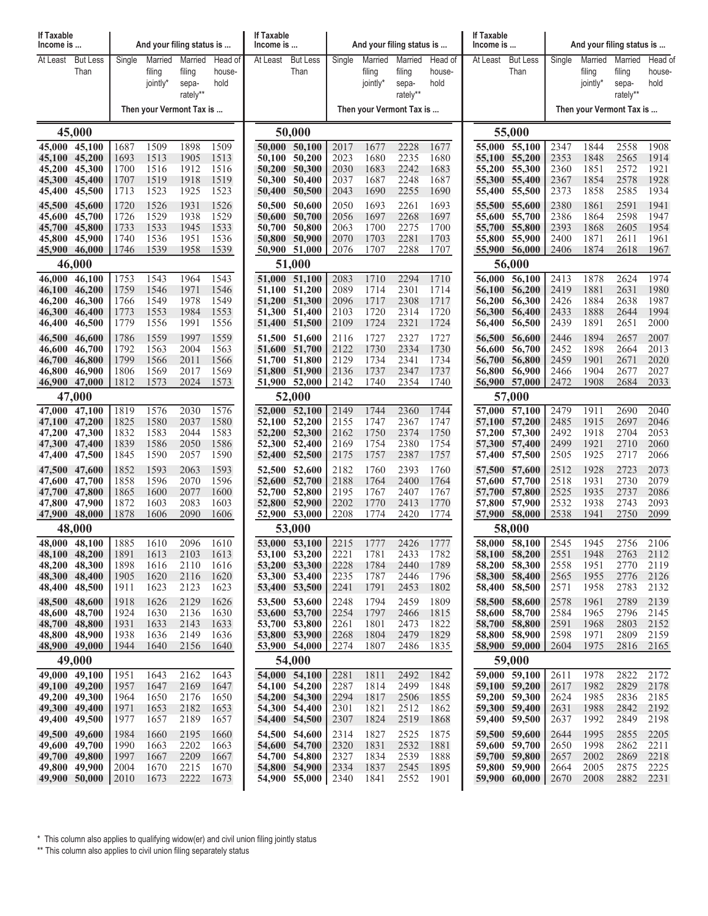| If Taxable Income is ... | | And your filing status is ... | | | |
|---|---|---|---|---|---|
| At Least | But Less Than | Single | Married filing jointly* | Married filing separately** | Head of household |
| | | Then your Vermont Tax is ... | | | |
| **45,000** | | | | | |
| 45,000 | 45,100 | 1687 | 1509 | 1898 | 1509 |
| 45,100 | 45,200 | 1693 | 1513 | 1905 | 1513 |
| 45,200 | 45,300 | 1700 | 1516 | 1912 | 1516 |
| 45,300 | 45,400 | 1707 | 1519 | 1918 | 1519 |
| 45,400 | 45,500 | 1713 | 1523 | 1925 | 1523 |
| 45,500 | 45,600 | 1720 | 1526 | 1931 | 1526 |
| 45,600 | 45,700 | 1726 | 1529 | 1938 | 1529 |
| 45,700 | 45,800 | 1733 | 1533 | 1945 | 1533 |
| 45,800 | 45,900 | 1740 | 1536 | 1951 | 1536 |
| 45,900 | 46,000 | 1746 | 1539 | 1958 | 1539 |
| **46,000** | | | | | |
| 46,000 | 46,100 | 1753 | 1543 | 1964 | 1543 |
| 46,100 | 46,200 | 1759 | 1546 | 1971 | 1546 |
| 46,200 | 46,300 | 1766 | 1549 | 1978 | 1549 |
| 46,300 | 46,400 | 1773 | 1553 | 1984 | 1553 |
| 46,400 | 46,500 | 1779 | 1556 | 1991 | 1556 |
| 46,500 | 46,600 | 1786 | 1559 | 1997 | 1559 |
| 46,600 | 46,700 | 1792 | 1563 | 2004 | 1563 |
| 46,700 | 46,800 | 1799 | 1566 | 2011 | 1566 |
| 46,800 | 46,900 | 1806 | 1569 | 2017 | 1569 |
| 46,900 | 47,000 | 1812 | 1573 | 2024 | 1573 |
| **47,000** | | | | | |
| 47,000 | 47,100 | 1819 | 1576 | 2030 | 1576 |
| 47,100 | 47,200 | 1825 | 1580 | 2037 | 1580 |
| 47,200 | 47,300 | 1832 | 1583 | 2044 | 1583 |
| 47,300 | 47,400 | 1839 | 1586 | 2050 | 1586 |
| 47,400 | 47,500 | 1845 | 1590 | 2057 | 1590 |
| 47,500 | 47,600 | 1852 | 1593 | 2063 | 1593 |
| 47,600 | 47,700 | 1858 | 1596 | 2070 | 1596 |
| 47,700 | 47,800 | 1865 | 1600 | 2077 | 1600 |
| 47,800 | 47,900 | 1872 | 1603 | 2083 | 1603 |
| 47,900 | 48,000 | 1878 | 1606 | 2090 | 1606 |
| **48,000** | | | | | |
| 48,000 | 48,100 | 1885 | 1610 | 2096 | 1610 |
| 48,100 | 48,200 | 1891 | 1613 | 2103 | 1613 |
| 48,200 | 48,300 | 1898 | 1616 | 2110 | 1616 |
| 48,300 | 48,400 | 1905 | 1620 | 2116 | 1620 |
| 48,400 | 48,500 | 1911 | 1623 | 2123 | 1623 |
| 48,500 | 48,600 | 1918 | 1626 | 2129 | 1626 |
| 48,600 | 48,700 | 1924 | 1630 | 2136 | 1630 |
| 48,700 | 48,800 | 1931 | 1633 | 2143 | 1633 |
| 48,800 | 48,900 | 1938 | 1636 | 2149 | 1636 |
| 48,900 | 49,000 | 1944 | 1640 | 2156 | 1640 |
| **49,000** | | | | | |
| 49,000 | 49,100 | 1951 | 1643 | 2162 | 1643 |
| 49,100 | 49,200 | 1957 | 1647 | 2169 | 1647 |
| 49,200 | 49,300 | 1964 | 1650 | 2176 | 1650 |
| 49,300 | 49,400 | 1971 | 1653 | 2182 | 1653 |
| 49,400 | 49,500 | 1977 | 1657 | 2189 | 1657 |
| 49,500 | 49,600 | 1984 | 1660 | 2195 | 1660 |
| 49,600 | 49,700 | 1990 | 1663 | 2202 | 1663 |
| 49,700 | 49,800 | 1997 | 1667 | 2209 | 1667 |
| 49,800 | 49,900 | 2004 | 1670 | 2215 | 1670 |
| 49,900 | 50,000 | 2010 | 1673 | 2222 | 1673 |
| **50,000** | | | | | |
| 50,000 | 50,100 | 2017 | 1677 | 2228 | 1677 |
| 50,100 | 50,200 | 2023 | 1680 | 2235 | 1680 |
| 50,200 | 50,300 | 2030 | 1683 | 2242 | 1683 |
| 50,300 | 50,400 | 2037 | 1687 | 2248 | 1687 |
| 50,400 | 50,500 | 2043 | 1690 | 2255 | 1690 |
| 50,500 | 50,600 | 2050 | 1693 | 2261 | 1693 |
| 50,600 | 50,700 | 2056 | 1697 | 2268 | 1697 |
| 50,700 | 50,800 | 2063 | 1700 | 2275 | 1700 |
| 50,800 | 50,900 | 2070 | 1703 | 2281 | 1703 |
| 50,900 | 51,000 | 2076 | 1707 | 2288 | 1707 |
| **51,000** | | | | | |
| 51,000 | 51,100 | 2083 | 1710 | 2294 | 1710 |
| 51,100 | 51,200 | 2089 | 1714 | 2301 | 1714 |
| 51,200 | 51,300 | 2096 | 1717 | 2308 | 1717 |
| 51,300 | 51,400 | 2103 | 1720 | 2314 | 1720 |
| 51,400 | 51,500 | 2109 | 1724 | 2321 | 1724 |
| 51,500 | 51,600 | 2116 | 1727 | 2327 | 1727 |
| 51,600 | 51,700 | 2122 | 1730 | 2334 | 1730 |
| 51,700 | 51,800 | 2129 | 1734 | 2341 | 1734 |
| 51,800 | 51,900 | 2136 | 1737 | 2347 | 1737 |
| 51,900 | 52,000 | 2142 | 1740 | 2354 | 1740 |
| **52,000** | | | | | |
| 52,000 | 52,100 | 2149 | 1744 | 2360 | 1744 |
| 52,100 | 52,200 | 2155 | 1747 | 2367 | 1747 |
| 52,200 | 52,300 | 2162 | 1750 | 2374 | 1750 |
| 52,300 | 52,400 | 2169 | 1754 | 2380 | 1754 |
| 52,400 | 52,500 | 2175 | 1757 | 2387 | 1757 |
| 52,500 | 52,600 | 2182 | 1760 | 2393 | 1760 |
| 52,600 | 52,700 | 2188 | 1764 | 2400 | 1764 |
| 52,700 | 52,800 | 2195 | 1767 | 2407 | 1767 |
| 52,800 | 52,900 | 2202 | 1770 | 2413 | 1770 |
| 52,900 | 53,000 | 2208 | 1774 | 2420 | 1774 |
| **53,000** | | | | | |
| 53,000 | 53,100 | 2215 | 1777 | 2426 | 1777 |
| 53,100 | 53,200 | 2221 | 1781 | 2433 | 1782 |
| 53,200 | 53,300 | 2228 | 1784 | 2440 | 1789 |
| 53,300 | 53,400 | 2235 | 1787 | 2446 | 1796 |
| 53,400 | 53,500 | 2241 | 1791 | 2453 | 1802 |
| 53,500 | 53,600 | 2248 | 1794 | 2459 | 1809 |
| 53,600 | 53,700 | 2254 | 1797 | 2466 | 1815 |
| 53,700 | 53,800 | 2261 | 1801 | 2473 | 1822 |
| 53,800 | 53,900 | 2268 | 1804 | 2479 | 1829 |
| 53,900 | 54,000 | 2274 | 1807 | 2486 | 1835 |
| **54,000** | | | | | |
| 54,000 | 54,100 | 2281 | 1811 | 2492 | 1842 |
| 54,100 | 54,200 | 2287 | 1814 | 2499 | 1848 |
| 54,200 | 54,300 | 2294 | 1817 | 2506 | 1855 |
| 54,300 | 54,400 | 2301 | 1821 | 2512 | 1862 |
| 54,400 | 54,500 | 2307 | 1824 | 2519 | 1868 |
| 54,500 | 54,600 | 2314 | 1827 | 2525 | 1875 |
| 54,600 | 54,700 | 2320 | 1831 | 2532 | 1881 |
| 54,700 | 54,800 | 2327 | 1834 | 2539 | 1888 |
| 54,800 | 54,900 | 2334 | 1837 | 2545 | 1895 |
| 54,900 | 55,000 | 2340 | 1841 | 2552 | 1901 |
| **55,000** | | | | | |
| 55,000 | 55,100 | 2347 | 1844 | 2558 | 1908 |
| 55,100 | 55,200 | 2353 | 1848 | 2565 | 1914 |
| 55,200 | 55,300 | 2360 | 1851 | 2572 | 1921 |
| 55,300 | 55,400 | 2367 | 1854 | 2578 | 1928 |
| 55,400 | 55,500 | 2373 | 1858 | 2585 | 1934 |
| 55,500 | 55,600 | 2380 | 1861 | 2591 | 1941 |
| 55,600 | 55,700 | 2386 | 1864 | 2598 | 1947 |
| 55,700 | 55,800 | 2393 | 1868 | 2605 | 1954 |
| 55,800 | 55,900 | 2400 | 1871 | 2611 | 1961 |
| 55,900 | 56,000 | 2406 | 1874 | 2618 | 1967 |
| **56,000** | | | | | |
| 56,000 | 56,100 | 2413 | 1878 | 2624 | 1974 |
| 56,100 | 56,200 | 2419 | 1881 | 2631 | 1980 |
| 56,200 | 56,300 | 2426 | 1884 | 2638 | 1987 |
| 56,300 | 56,400 | 2433 | 1888 | 2644 | 1994 |
| 56,400 | 56,500 | 2439 | 1891 | 2651 | 2000 |
| 56,500 | 56,600 | 2446 | 1894 | 2657 | 2007 |
| 56,600 | 56,700 | 2452 | 1898 | 2664 | 2013 |
| 56,700 | 56,800 | 2459 | 1901 | 2671 | 2020 |
| 56,800 | 56,900 | 2466 | 1904 | 2677 | 2027 |
| 56,900 | 57,000 | 2472 | 1908 | 2684 | 2033 |
| **57,000** | | | | | |
| 57,000 | 57,100 | 2479 | 1911 | 2690 | 2040 |
| 57,100 | 57,200 | 2485 | 1915 | 2697 | 2046 |
| 57,200 | 57,300 | 2492 | 1918 | 2704 | 2053 |
| 57,300 | 57,400 | 2499 | 1921 | 2710 | 2060 |
| 57,400 | 57,500 | 2505 | 1925 | 2717 | 2066 |
| 57,500 | 57,600 | 2512 | 1928 | 2723 | 2073 |
| 57,600 | 57,700 | 2518 | 1931 | 2730 | 2079 |
| 57,700 | 57,800 | 2525 | 1935 | 2737 | 2086 |
| 57,800 | 57,900 | 2532 | 1938 | 2743 | 2093 |
| 57,900 | 58,000 | 2538 | 1941 | 2750 | 2099 |
| **58,000** | | | | | |
| 58,000 | 58,100 | 2545 | 1945 | 2756 | 2106 |
| 58,100 | 58,200 | 2551 | 1948 | 2763 | 2112 |
| 58,200 | 58,300 | 2558 | 1951 | 2770 | 2119 |
| 58,300 | 58,400 | 2565 | 1955 | 2776 | 2126 |
| 58,400 | 58,500 | 2571 | 1958 | 2783 | 2132 |
| 58,500 | 58,600 | 2578 | 1961 | 2789 | 2139 |
| 58,600 | 58,700 | 2584 | 1965 | 2796 | 2145 |
| 58,700 | 58,800 | 2591 | 1968 | 2803 | 2152 |
| 58,800 | 58,900 | 2598 | 1971 | 2809 | 2159 |
| 58,900 | 59,000 | 2604 | 1975 | 2816 | 2165 |
| **59,000** | | | | | |
| 59,000 | 59,100 | 2611 | 1978 | 2822 | 2172 |
| 59,100 | 59,200 | 2617 | 1982 | 2829 | 2178 |
| 59,200 | 59,300 | 2624 | 1985 | 2836 | 2185 |
| 59,300 | 59,400 | 2631 | 1988 | 2842 | 2192 |
| 59,400 | 59,500 | 2637 | 1992 | 2849 | 2198 |
| 59,500 | 59,600 | 2644 | 1995 | 2855 | 2205 |
| 59,600 | 59,700 | 2650 | 1998 | 2862 | 2211 |
| 59,700 | 59,800 | 2657 | 2002 | 2869 | 2218 |
| 59,800 | 59,900 | 2664 | 2005 | 2875 | 2225 |
| 59,900 | 60,000 | 2670 | 2008 | 2882 | 2231 |

\* This column also applies to qualifying widow(er) and civil union filing jointly status

\*\* This column also applies to civil union filing separately status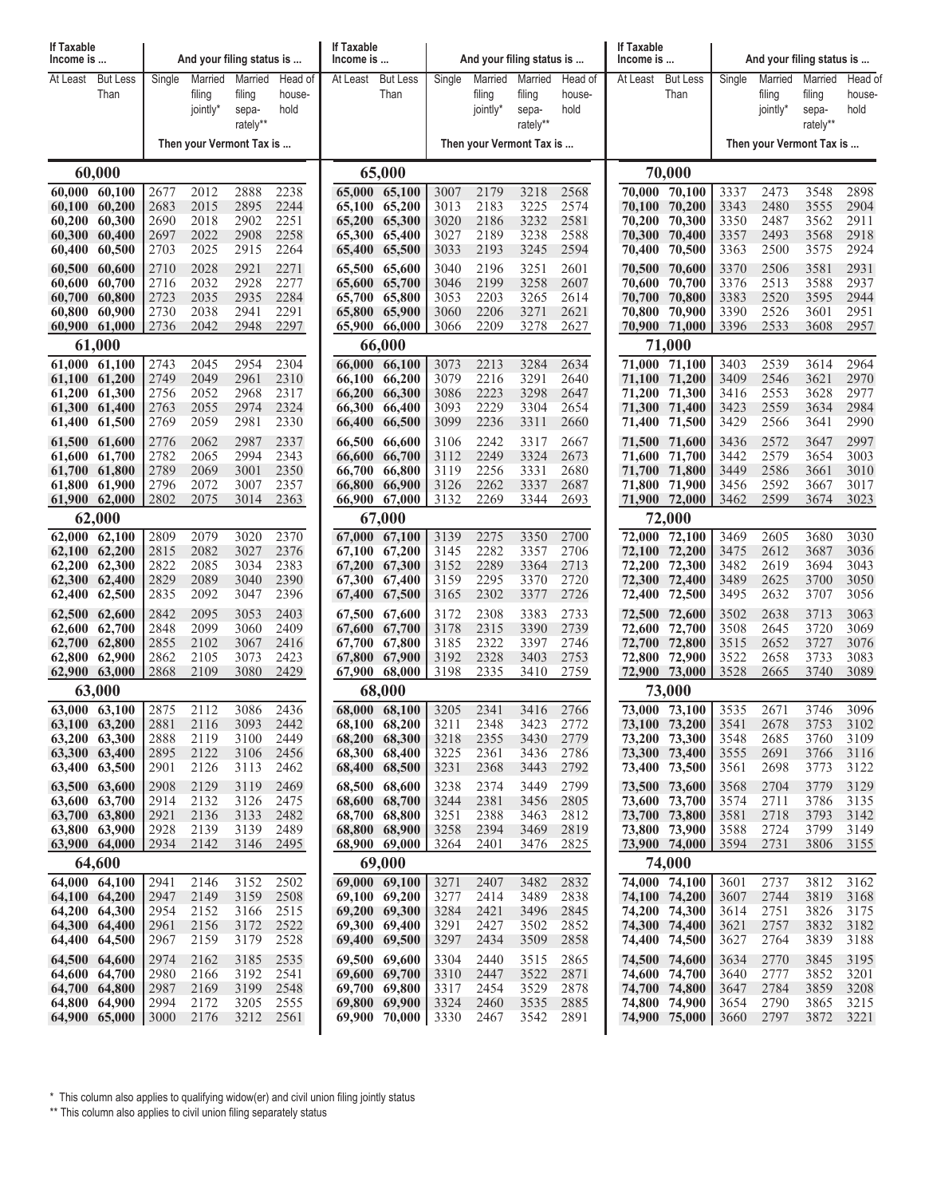| If Taxable Income is ... | | And your filing status is ... | | | |
|---|---|---|---|---|---|
| At Least | But Less Than | Single | Married filing jointly* | Married filing separately** | Head of household |
| | | Then your Vermont Tax is ... | | | |
| **60,000** | | | | | |
| 60,000 | 60,100 | 2677 | 2012 | 2888 | 2238 |
| 60,100 | 60,200 | 2683 | 2015 | 2895 | 2244 |
| 60,200 | 60,300 | 2690 | 2018 | 2902 | 2251 |
| 60,300 | 60,400 | 2697 | 2022 | 2908 | 2258 |
| 60,400 | 60,500 | 2703 | 2025 | 2915 | 2264 |
| 60,500 | 60,600 | 2710 | 2028 | 2921 | 2271 |
| 60,600 | 60,700 | 2716 | 2032 | 2928 | 2277 |
| 60,700 | 60,800 | 2723 | 2035 | 2935 | 2284 |
| 60,800 | 60,900 | 2730 | 2038 | 2941 | 2291 |
| 60,900 | 61,000 | 2736 | 2042 | 2948 | 2297 |
| **61,000** | | | | | |
| 61,000 | 61,100 | 2743 | 2045 | 2954 | 2304 |
| 61,100 | 61,200 | 2749 | 2049 | 2961 | 2310 |
| 61,200 | 61,300 | 2756 | 2052 | 2968 | 2317 |
| 61,300 | 61,400 | 2763 | 2055 | 2974 | 2324 |
| 61,400 | 61,500 | 2769 | 2059 | 2981 | 2330 |
| 61,500 | 61,600 | 2776 | 2062 | 2987 | 2337 |
| 61,600 | 61,700 | 2782 | 2065 | 2994 | 2343 |
| 61,700 | 61,800 | 2789 | 2069 | 3001 | 2350 |
| 61,800 | 61,900 | 2796 | 2072 | 3007 | 2357 |
| 61,900 | 62,000 | 2802 | 2075 | 3014 | 2363 |
| **62,000** | | | | | |
| 62,000 | 62,100 | 2809 | 2079 | 3020 | 2370 |
| 62,100 | 62,200 | 2815 | 2082 | 3027 | 2376 |
| 62,200 | 62,300 | 2822 | 2085 | 3034 | 2383 |
| 62,300 | 62,400 | 2829 | 2089 | 3040 | 2390 |
| 62,400 | 62,500 | 2835 | 2092 | 3047 | 2396 |
| 62,500 | 62,600 | 2842 | 2095 | 3053 | 2403 |
| 62,600 | 62,700 | 2848 | 2099 | 3060 | 2409 |
| 62,700 | 62,800 | 2855 | 2102 | 3067 | 2416 |
| 62,800 | 62,900 | 2862 | 2105 | 3073 | 2423 |
| 62,900 | 63,000 | 2868 | 2109 | 3080 | 2429 |
| **63,000** | | | | | |
| 63,000 | 63,100 | 2875 | 2112 | 3086 | 2436 |
| 63,100 | 63,200 | 2881 | 2116 | 3093 | 2442 |
| 63,200 | 63,300 | 2888 | 2119 | 3100 | 2449 |
| 63,300 | 63,400 | 2895 | 2122 | 3106 | 2456 |
| 63,400 | 63,500 | 2901 | 2126 | 3113 | 2462 |
| 63,500 | 63,600 | 2908 | 2129 | 3119 | 2469 |
| 63,600 | 63,700 | 2914 | 2132 | 3126 | 2475 |
| 63,700 | 63,800 | 2921 | 2136 | 3133 | 2482 |
| 63,800 | 63,900 | 2928 | 2139 | 3139 | 2489 |
| 63,900 | 64,000 | 2934 | 2142 | 3146 | 2495 |
| **64,600** | | | | | |
| 64,000 | 64,100 | 2941 | 2146 | 3152 | 2502 |
| 64,100 | 64,200 | 2947 | 2149 | 3159 | 2508 |
| 64,200 | 64,300 | 2954 | 2152 | 3166 | 2515 |
| 64,300 | 64,400 | 2961 | 2156 | 3172 | 2522 |
| 64,400 | 64,500 | 2967 | 2159 | 3179 | 2528 |
| 64,500 | 64,600 | 2974 | 2162 | 3185 | 2535 |
| 64,600 | 64,700 | 2980 | 2166 | 3192 | 2541 |
| 64,700 | 64,800 | 2987 | 2169 | 3199 | 2548 |
| 64,800 | 64,900 | 2994 | 2172 | 3205 | 2555 |
| 64,900 | 65,000 | 3000 | 2176 | 3212 | 2561 |
| **65,000** | | | | | |
| 65,000 | 65,100 | 3007 | 2179 | 3218 | 2568 |
| 65,100 | 65,200 | 3013 | 2183 | 3225 | 2574 |
| 65,200 | 65,300 | 3020 | 2186 | 3232 | 2581 |
| 65,300 | 65,400 | 3027 | 2189 | 3238 | 2588 |
| 65,400 | 65,500 | 3033 | 2193 | 3245 | 2594 |
| 65,500 | 65,600 | 3040 | 2196 | 3251 | 2601 |
| 65,600 | 65,700 | 3046 | 2199 | 3258 | 2607 |
| 65,700 | 65,800 | 3053 | 2203 | 3265 | 2614 |
| 65,800 | 65,900 | 3060 | 2206 | 3271 | 2621 |
| 65,900 | 66,000 | 3066 | 2209 | 3278 | 2627 |
| **66,000** | | | | | |
| 66,000 | 66,100 | 3073 | 2213 | 3284 | 2634 |
| 66,100 | 66,200 | 3079 | 2216 | 3291 | 2640 |
| 66,200 | 66,300 | 3086 | 2223 | 3298 | 2647 |
| 66,300 | 66,400 | 3093 | 2229 | 3304 | 2654 |
| 66,400 | 66,500 | 3099 | 2236 | 3311 | 2660 |
| 66,500 | 66,600 | 3106 | 2242 | 3317 | 2667 |
| 66,600 | 66,700 | 3112 | 2249 | 3324 | 2673 |
| 66,700 | 66,800 | 3119 | 2256 | 3331 | 2680 |
| 66,800 | 66,900 | 3126 | 2262 | 3337 | 2687 |
| 66,900 | 67,000 | 3132 | 2269 | 3344 | 2693 |
| **67,000** | | | | | |
| 67,000 | 67,100 | 3139 | 2275 | 3350 | 2700 |
| 67,100 | 67,200 | 3145 | 2282 | 3357 | 2706 |
| 67,200 | 67,300 | 3152 | 2289 | 3364 | 2713 |
| 67,300 | 67,400 | 3159 | 2295 | 3370 | 2720 |
| 67,400 | 67,500 | 3165 | 2302 | 3377 | 2726 |
| 67,500 | 67,600 | 3172 | 2308 | 3383 | 2733 |
| 67,600 | 67,700 | 3178 | 2315 | 3390 | 2739 |
| 67,700 | 67,800 | 3185 | 2322 | 3397 | 2746 |
| 67,800 | 67,900 | 3192 | 2328 | 3403 | 2753 |
| 67,900 | 68,000 | 3198 | 2335 | 3410 | 2759 |
| **68,000** | | | | | |
| 68,000 | 68,100 | 3205 | 2341 | 3416 | 2766 |
| 68,100 | 68,200 | 3211 | 2348 | 3423 | 2772 |
| 68,200 | 68,300 | 3218 | 2355 | 3430 | 2779 |
| 68,300 | 68,400 | 3225 | 2361 | 3436 | 2786 |
| 68,400 | 68,500 | 3231 | 2368 | 3443 | 2792 |
| 68,500 | 68,600 | 3238 | 2374 | 3449 | 2799 |
| 68,600 | 68,700 | 3244 | 2381 | 3456 | 2805 |
| 68,700 | 68,800 | 3251 | 2388 | 3463 | 2812 |
| 68,800 | 68,900 | 3258 | 2394 | 3469 | 2819 |
| 68,900 | 69,000 | 3264 | 2401 | 3476 | 2825 |
| **69,000** | | | | | |
| 69,000 | 69,100 | 3271 | 2407 | 3482 | 2832 |
| 69,100 | 69,200 | 3277 | 2414 | 3489 | 2838 |
| 69,200 | 69,300 | 3284 | 2421 | 3496 | 2845 |
| 69,300 | 69,400 | 3291 | 2427 | 3502 | 2852 |
| 69,400 | 69,500 | 3297 | 2434 | 3509 | 2858 |
| 69,500 | 69,600 | 3304 | 2440 | 3515 | 2865 |
| 69,600 | 69,700 | 3310 | 2447 | 3522 | 2871 |
| 69,700 | 69,800 | 3317 | 2454 | 3529 | 2878 |
| 69,800 | 69,900 | 3324 | 2460 | 3535 | 2885 |
| 69,900 | 70,000 | 3330 | 2467 | 3542 | 2891 |
| **70,000** | | | | | |
| 70,000 | 70,100 | 3337 | 2473 | 3548 | 2898 |
| 70,100 | 70,200 | 3343 | 2480 | 3555 | 2904 |
| 70,200 | 70,300 | 3350 | 2487 | 3562 | 2911 |
| 70,300 | 70,400 | 3357 | 2493 | 3568 | 2918 |
| 70,400 | 70,500 | 3363 | 2500 | 3575 | 2924 |
| 70,500 | 70,600 | 3370 | 2506 | 3581 | 2931 |
| 70,600 | 70,700 | 3376 | 2513 | 3588 | 2937 |
| 70,700 | 70,800 | 3383 | 2520 | 3595 | 2944 |
| 70,800 | 70,900 | 3390 | 2526 | 3601 | 2951 |
| 70,900 | 71,000 | 3396 | 2533 | 3608 | 2957 |
| **71,000** | | | | | |
| 71,000 | 71,100 | 3403 | 2539 | 3614 | 2964 |
| 71,100 | 71,200 | 3409 | 2546 | 3621 | 2970 |
| 71,200 | 71,300 | 3416 | 2553 | 3628 | 2977 |
| 71,300 | 71,400 | 3423 | 2559 | 3634 | 2984 |
| 71,400 | 71,500 | 3429 | 2566 | 3641 | 2990 |
| 71,500 | 71,600 | 3436 | 2572 | 3647 | 2997 |
| 71,600 | 71,700 | 3442 | 2579 | 3654 | 3003 |
| 71,700 | 71,800 | 3449 | 2586 | 3661 | 3010 |
| 71,800 | 71,900 | 3456 | 2592 | 3667 | 3017 |
| 71,900 | 72,000 | 3462 | 2599 | 3674 | 3023 |
| **72,000** | | | | | |
| 72,000 | 72,100 | 3469 | 2605 | 3680 | 3030 |
| 72,100 | 72,200 | 3475 | 2612 | 3687 | 3036 |
| 72,200 | 72,300 | 3482 | 2619 | 3694 | 3043 |
| 72,300 | 72,400 | 3489 | 2625 | 3700 | 3050 |
| 72,400 | 72,500 | 3495 | 2632 | 3707 | 3056 |
| 72,500 | 72,600 | 3502 | 2638 | 3713 | 3063 |
| 72,600 | 72,700 | 3508 | 2645 | 3720 | 3069 |
| 72,700 | 72,800 | 3515 | 2652 | 3727 | 3076 |
| 72,800 | 72,900 | 3522 | 2658 | 3733 | 3083 |
| 72,900 | 73,000 | 3528 | 2665 | 3740 | 3089 |
| **73,000** | | | | | |
| 73,000 | 73,100 | 3535 | 2671 | 3746 | 3096 |
| 73,100 | 73,200 | 3541 | 2678 | 3753 | 3102 |
| 73,200 | 73,300 | 3548 | 2685 | 3760 | 3109 |
| 73,300 | 73,400 | 3555 | 2691 | 3766 | 3116 |
| 73,400 | 73,500 | 3561 | 2698 | 3773 | 3122 |
| 73,500 | 73,600 | 3568 | 2704 | 3779 | 3129 |
| 73,600 | 73,700 | 3574 | 2711 | 3786 | 3135 |
| 73,700 | 73,800 | 3581 | 2718 | 3793 | 3142 |
| 73,800 | 73,900 | 3588 | 2724 | 3799 | 3149 |
| 73,900 | 74,000 | 3594 | 2731 | 3806 | 3155 |
| **74,000** | | | | | |
| 74,000 | 74,100 | 3601 | 2737 | 3812 | 3162 |
| 74,100 | 74,200 | 3607 | 2744 | 3819 | 3168 |
| 74,200 | 74,300 | 3614 | 2751 | 3826 | 3175 |
| 74,300 | 74,400 | 3621 | 2757 | 3832 | 3182 |
| 74,400 | 74,500 | 3627 | 2764 | 3839 | 3188 |
| 74,500 | 74,600 | 3634 | 2770 | 3845 | 3195 |
| 74,600 | 74,700 | 3640 | 2777 | 3852 | 3201 |
| 74,700 | 74,800 | 3647 | 2784 | 3859 | 3208 |
| 74,800 | 74,900 | 3654 | 2790 | 3865 | 3215 |
| 74,900 | 75,000 | 3660 | 2797 | 3872 | 3221 |

\* This column also applies to qualifying widow(er) and civil union filing jointly status

\*\* This column also applies to civil union filing separately status